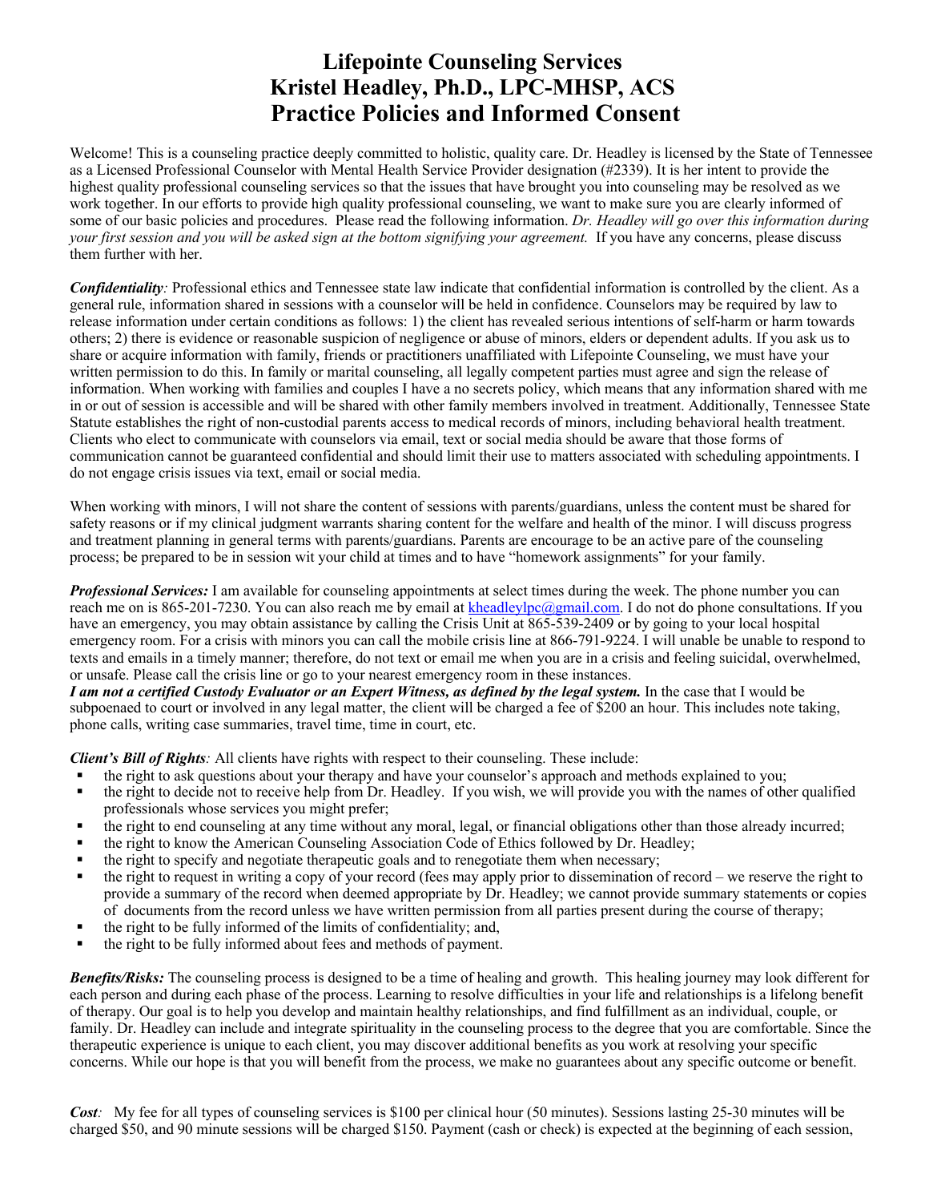# Lifepointe Counseling Services
# Kristel Headley, Ph.D., LPC-MHSP, ACS
# Practice Policies and Informed Consent

Welcome! This is a counseling practice deeply committed to holistic, quality care. Dr. Headley is licensed by the State of Tennessee as a Licensed Professional Counselor with Mental Health Service Provider designation (#2339). It is her intent to provide the highest quality professional counseling services so that the issues that have brought you into counseling may be resolved as we work together. In our efforts to provide high quality professional counseling, we want to make sure you are clearly informed of some of our basic policies and procedures. Please read the following information. *Dr. Headley will go over this information during your first session and you will be asked sign at the bottom signifying your agreement.* If you have any concerns, please discuss them further with her.

***Confidentiality****:* Professional ethics and Tennessee state law indicate that confidential information is controlled by the client. As a general rule, information shared in sessions with a counselor will be held in confidence. Counselors may be required by law to release information under certain conditions as follows: 1) the client has revealed serious intentions of self-harm or harm towards others; 2) there is evidence or reasonable suspicion of negligence or abuse of minors, elders or dependent adults. If you ask us to share or acquire information with family, friends or practitioners unaffiliated with Lifepointe Counseling, we must have your written permission to do this. In family or marital counseling, all legally competent parties must agree and sign the release of information. When working with families and couples I have a no secrets policy, which means that any information shared with me in or out of session is accessible and will be shared with other family members involved in treatment. Additionally, Tennessee State Statute establishes the right of non-custodial parents access to medical records of minors, including behavioral health treatment. Clients who elect to communicate with counselors via email, text or social media should be aware that those forms of communication cannot be guaranteed confidential and should limit their use to matters associated with scheduling appointments. I do not engage crisis issues via text, email or social media.

When working with minors, I will not share the content of sessions with parents/guardians, unless the content must be shared for safety reasons or if my clinical judgment warrants sharing content for the welfare and health of the minor. I will discuss progress and treatment planning in general terms with parents/guardians. Parents are encourage to be an active pare of the counseling process; be prepared to be in session wit your child at times and to have "homework assignments" for your family.

***Professional Services:*** I am available for counseling appointments at select times during the week. The phone number you can reach me on is 865-201-7230. You can also reach me by email at kheadleylpc@gmail.com. I do not do phone consultations. If you have an emergency, you may obtain assistance by calling the Crisis Unit at 865-539-2409 or by going to your local hospital emergency room. For a crisis with minors you can call the mobile crisis line at 866-791-9224. I will unable be unable to respond to texts and emails in a timely manner; therefore, do not text or email me when you are in a crisis and feeling suicidal, overwhelmed, or unsafe. Please call the crisis line or go to your nearest emergency room in these instances.

***I am not a certified Custody Evaluator or an Expert Witness, as defined by the legal system.*** In the case that I would be subpoenaed to court or involved in any legal matter, the client will be charged a fee of $200 an hour. This includes note taking, phone calls, writing case summaries, travel time, time in court, etc.

***Client's Bill of Rights****:* All clients have rights with respect to their counseling. These include:

- the right to ask questions about your therapy and have your counselor's approach and methods explained to you;
- the right to decide not to receive help from Dr. Headley. If you wish, we will provide you with the names of other qualified professionals whose services you might prefer;
- the right to end counseling at any time without any moral, legal, or financial obligations other than those already incurred;
- the right to know the American Counseling Association Code of Ethics followed by Dr. Headley;
- the right to specify and negotiate therapeutic goals and to renegotiate them when necessary;
- the right to request in writing a copy of your record (fees may apply prior to dissemination of record – we reserve the right to provide a summary of the record when deemed appropriate by Dr. Headley; we cannot provide summary statements or copies of documents from the record unless we have written permission from all parties present during the course of therapy;
- the right to be fully informed of the limits of confidentiality; and,
- the right to be fully informed about fees and methods of payment.

***Benefits/Risks:*** The counseling process is designed to be a time of healing and growth. This healing journey may look different for each person and during each phase of the process. Learning to resolve difficulties in your life and relationships is a lifelong benefit of therapy. Our goal is to help you develop and maintain healthy relationships, and find fulfillment as an individual, couple, or family. Dr. Headley can include and integrate spirituality in the counseling process to the degree that you are comfortable. Since the therapeutic experience is unique to each client, you may discover additional benefits as you work at resolving your specific concerns. While our hope is that you will benefit from the process, we make no guarantees about any specific outcome or benefit.

***Cost****:* My fee for all types of counseling services is $100 per clinical hour (50 minutes). Sessions lasting 25-30 minutes will be charged $50, and 90 minute sessions will be charged $150. Payment (cash or check) is expected at the beginning of each session,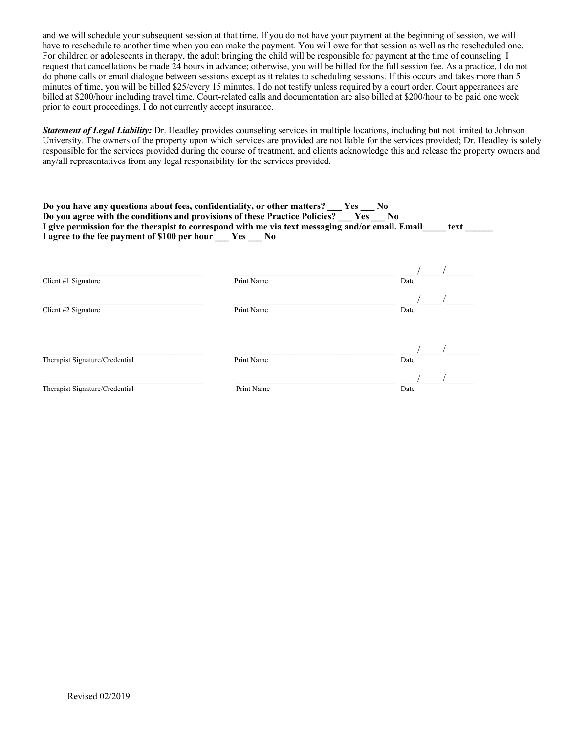and we will schedule your subsequent session at that time. If you do not have your payment at the beginning of session, we will have to reschedule to another time when you can make the payment. You will owe for that session as well as the rescheduled one. For children or adolescents in therapy, the adult bringing the child will be responsible for payment at the time of counseling. I request that cancellations be made 24 hours in advance; otherwise, you will be billed for the full session fee. As a practice, I do not do phone calls or email dialogue between sessions except as it relates to scheduling sessions. If this occurs and takes more than 5 minutes of time, you will be billed $25/every 15 minutes. I do not testify unless required by a court order. Court appearances are billed at $200/hour including travel time. Court-related calls and documentation are also billed at $200/hour to be paid one week prior to court proceedings. I do not currently accept insurance.

***Statement of Legal Liability:*** Dr. Headley provides counseling services in multiple locations, including but not limited to Johnson University. The owners of the property upon which services are provided are not liable for the services provided; Dr. Headley is solely responsible for the services provided during the course of treatment, and clients acknowledge this and release the property owners and any/all representatives from any legal responsibility for the services provided.

**Do you have any questions about fees, confidentiality, or other matters? ___ Yes ___ No**
**Do you agree with the conditions and provisions of these Practice Policies? ___ Yes ___ No**
**I give permission for the therapist to correspond with me via text messaging and/or email. Email_____ text ______**
**I agree to the fee payment of $100 per hour ___ Yes ___ No**

| | | |
|---|---|---|
| ______________________ | ______________________ | ____/_____/______ |
| Client #1 Signature | Print Name | Date |
| ______________________ | ______________________ | ____/_____/______ |
| Client #2 Signature | Print Name | Date |
| ______________________ | ______________________ | ____/_____/________ |
| Therapist Signature/Credential | Print Name | Date |
| ______________________ | ______________________ | ____/_____/______ |
| Therapist Signature/Credential | Print Name | Date |

Revised 02/2019